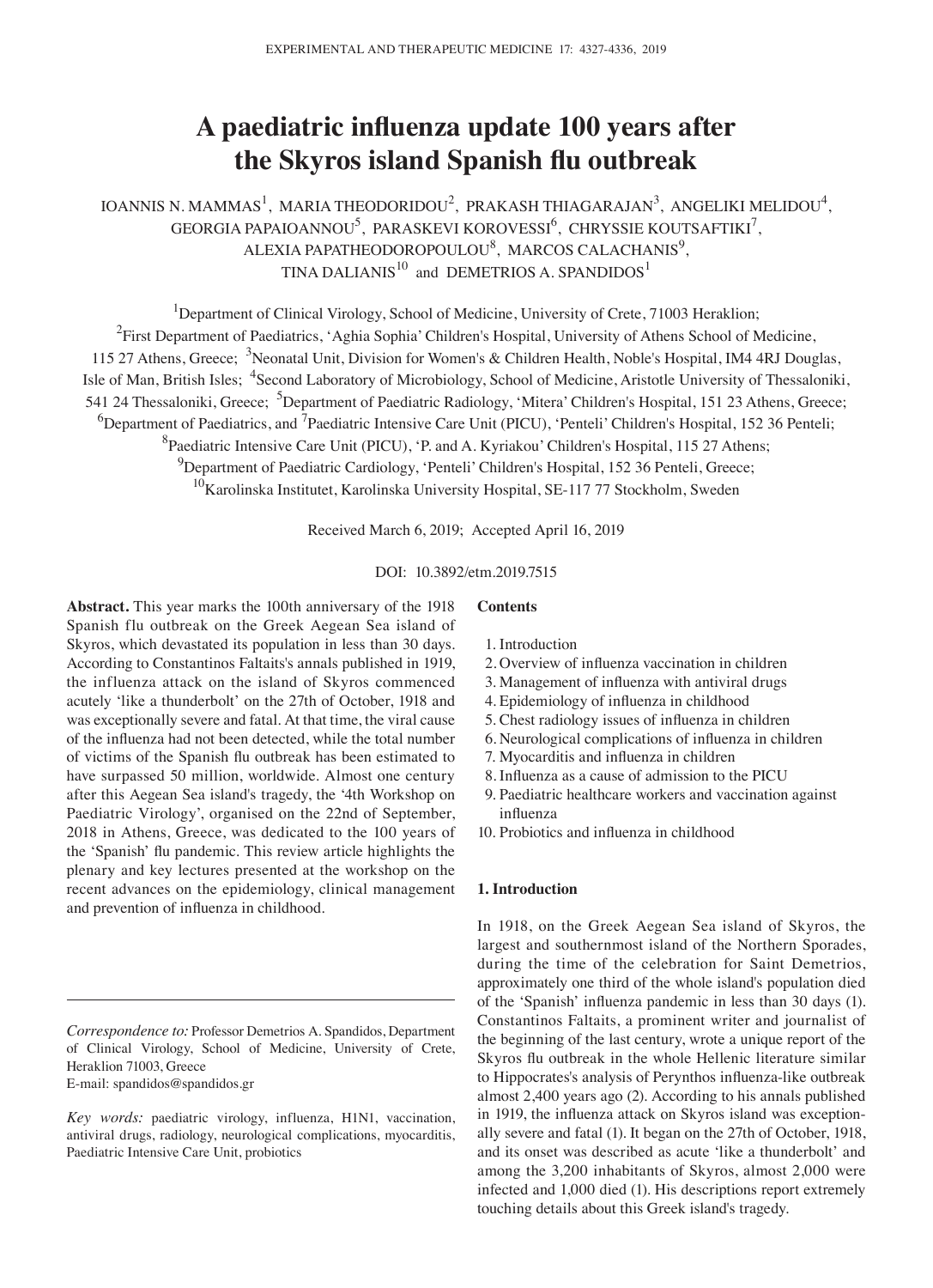# A paediatric influenza update 100 years after the Skyros island Spanish flu outbreak

IOANNIS N. MAMMAS[1], MARIA THEODORIDOU[2], PRAKASH THIAGARAJAN[3], ANGELIKI MELIDOU[4], GEORGIA PAPAIOANNOU[5], PARASKEVI KOROVESSI[6], CHRYSSIE KOUTSAFTIKI[7], ALEXIA PAPATHEODOROPOULOU[8], MARCOS CALACHANIS[9], TINA DALIANIS[10] and DEMETRIOS A. SPANDIDOS[1]

[1]Department of Clinical Virology, School of Medicine, University of Crete, 71003 Heraklion; [2]First Department of Paediatrics, 'Aghia Sophia' Children's Hospital, University of Athens School of Medicine, 115 27 Athens, Greece; [3]Neonatal Unit, Division for Women's & Children Health, Noble's Hospital, IM4 4RJ Douglas, Isle of Man, British Isles; [4]Second Laboratory of Microbiology, School of Medicine, Aristotle University of Thessaloniki, 541 24 Thessaloniki, Greece; [5]Department of Paediatric Radiology, 'Mitera' Children's Hospital, 151 23 Athens, Greece; [6]Department of Paediatrics, and [7]Paediatric Intensive Care Unit (PICU), 'Penteli' Children's Hospital, 152 36 Penteli; [8]Paediatric Intensive Care Unit (PICU), 'P. and A. Kyriakou' Children's Hospital, 115 27 Athens; [9]Department of Paediatric Cardiology, 'Penteli' Children's Hospital, 152 36 Penteli, Greece; [10]Karolinska Institutet, Karolinska University Hospital, SE-117 77 Stockholm, Sweden

Received March 6, 2019; Accepted April 16, 2019

DOI: 10.3892/etm.2019.7515

**Abstract.** This year marks the 100th anniversary of the 1918 Spanish flu outbreak on the Greek Aegean Sea island of Skyros, which devastated its population in less than 30 days. According to Constantinos Faltaits's annals published in 1919, the influenza attack on the island of Skyros commenced acutely 'like a thunderbolt' on the 27th of October, 1918 and was exceptionally severe and fatal. At that time, the viral cause of the influenza had not been detected, while the total number of victims of the Spanish flu outbreak has been estimated to have surpassed 50 million, worldwide. Almost one century after this Aegean Sea island's tragedy, the '4th Workshop on Paediatric Virology', organised on the 22nd of September, 2018 in Athens, Greece, was dedicated to the 100 years of the 'Spanish' flu pandemic. This review article highlights the plenary and key lectures presented at the workshop on the recent advances on the epidemiology, clinical management and prevention of influenza in childhood.

*Correspondence to:* Professor Demetrios A. Spandidos, Department of Clinical Virology, School of Medicine, University of Crete, Heraklion 71003, Greece
E-mail: spandidos@spandidos.gr

*Key words:* paediatric virology, influenza, H1N1, vaccination, antiviral drugs, radiology, neurological complications, myocarditis, Paediatric Intensive Care Unit, probiotics

**Contents**

1. Introduction
2. Overview of influenza vaccination in children
3. Management of influenza with antiviral drugs
4. Epidemiology of influenza in childhood
5. Chest radiology issues of influenza in children
6. Neurological complications of influenza in children
7. Myocarditis and influenza in children
8. Influenza as a cause of admission to the PICU
9. Paediatric healthcare workers and vaccination against influenza
10. Probiotics and influenza in childhood

## 1. Introduction

In 1918, on the Greek Aegean Sea island of Skyros, the largest and southernmost island of the Northern Sporades, during the time of the celebration for Saint Demetrios, approximately one third of the whole island's population died of the 'Spanish' influenza pandemic in less than 30 days (1). Constantinos Faltaits, a prominent writer and journalist of the beginning of the last century, wrote a unique report of the Skyros flu outbreak in the whole Hellenic literature similar to Hippocrates's analysis of Perynthos influenza-like outbreak almost 2,400 years ago (2). According to his annals published in 1919, the influenza attack on Skyros island was exceptionally severe and fatal (1). It began on the 27th of October, 1918, and its onset was described as acute 'like a thunderbolt' and among the 3,200 inhabitants of Skyros, almost 2,000 were infected and 1,000 died (1). His descriptions report extremely touching details about this Greek island's tragedy.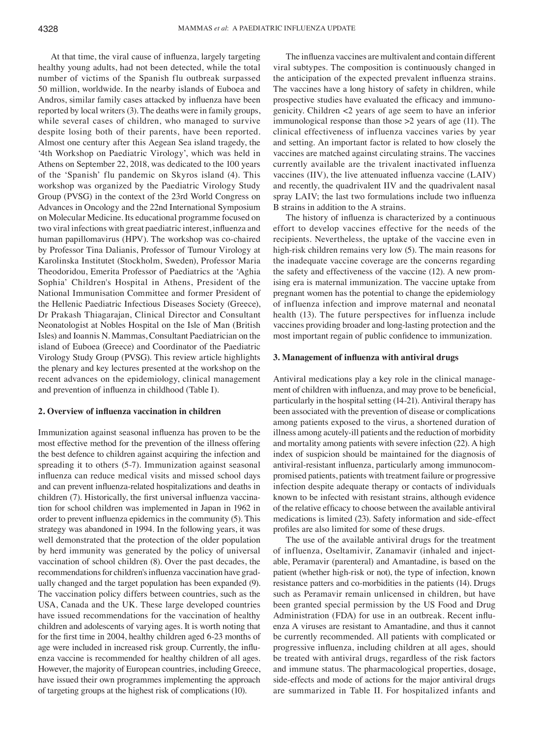At that time, the viral cause of influenza, largely targeting healthy young adults, had not been detected, while the total number of victims of the Spanish flu outbreak surpassed 50 million, worldwide. In the nearby islands of Euboea and Andros, similar family cases attacked by influenza have been reported by local writers (3). The deaths were in family groups, while several cases of children, who managed to survive despite losing both of their parents, have been reported. Almost one century after this Aegean Sea island tragedy, the '4th Workshop on Paediatric Virology', which was held in Athens on September 22, 2018, was dedicated to the 100 years of the 'Spanish' flu pandemic on Skyros island (4). This workshop was organized by the Paediatric Virology Study Group (PVSG) in the context of the 23rd World Congress on Advances in Oncology and the 22nd International Symposium on Molecular Medicine. Its educational programme focused on two viral infections with great paediatric interest, influenza and human papillomavirus (HPV). The workshop was co-chaired by Professor Tina Dalianis, Professor of Tumour Virology at Karolinska Institutet (Stockholm, Sweden), Professor Maria Theodoridou, Emerita Professor of Paediatrics at the 'Aghia Sophia' Children's Hospital in Athens, President of the National Immunisation Committee and former President of the Hellenic Paediatric Infectious Diseases Society (Greece), Dr Prakash Thiagarajan, Clinical Director and Consultant Neonatologist at Nobles Hospital on the Isle of Man (British Isles) and Ioannis N. Mammas, Consultant Paediatrician on the island of Euboea (Greece) and Coordinator of the Paediatric Virology Study Group (PVSG). This review article highlights the plenary and key lectures presented at the workshop on the recent advances on the epidemiology, clinical management and prevention of influenza in childhood (Table I).

## 2. Overview of influenza vaccination in children

Immunization against seasonal influenza has proven to be the most effective method for the prevention of the illness offering the best defence to children against acquiring the infection and spreading it to others (5-7). Immunization against seasonal influenza can reduce medical visits and missed school days and can prevent influenza-related hospitalizations and deaths in children (7). Historically, the first universal influenza vaccination for school children was implemented in Japan in 1962 in order to prevent influenza epidemics in the community (5). This strategy was abandoned in 1994. In the following years, it was well demonstrated that the protection of the older population by herd immunity was generated by the policy of universal vaccination of school children (8). Over the past decades, the recommendations for children's influenza vaccination have gradually changed and the target population has been expanded (9). The vaccination policy differs between countries, such as the USA, Canada and the UK. These large developed countries have issued recommendations for the vaccination of healthy children and adolescents of varying ages. It is worth noting that for the first time in 2004, healthy children aged 6-23 months of age were included in increased risk group. Currently, the influenza vaccine is recommended for healthy children of all ages. However, the majority of European countries, including Greece, have issued their own programmes implementing the approach of targeting groups at the highest risk of complications (10).

The influenza vaccines are multivalent and contain different viral subtypes. The composition is continuously changed in the anticipation of the expected prevalent influenza strains. The vaccines have a long history of safety in children, while prospective studies have evaluated the efficacy and immunogenicity. Children <2 years of age seem to have an inferior immunological response than those >2 years of age (11). The clinical effectiveness of influenza vaccines varies by year and setting. An important factor is related to how closely the vaccines are matched against circulating strains. The vaccines currently available are the trivalent inactivated influenza vaccines (IIV), the live attenuated influenza vaccine (LAIV) and recently, the quadrivalent IIV and the quadrivalent nasal spray LAIV; the last two formulations include two influenza B strains in addition to the A strains.

The history of influenza is characterized by a continuous effort to develop vaccines effective for the needs of the recipients. Nevertheless, the uptake of the vaccine even in high-risk children remains very low (5). The main reasons for the inadequate vaccine coverage are the concerns regarding the safety and effectiveness of the vaccine (12). A new promising era is maternal immunization. The vaccine uptake from pregnant women has the potential to change the epidemiology of influenza infection and improve maternal and neonatal health (13). The future perspectives for influenza include vaccines providing broader and long-lasting protection and the most important regain of public confidence to immunization.

## 3. Management of influenza with antiviral drugs

Antiviral medications play a key role in the clinical management of children with influenza, and may prove to be beneficial, particularly in the hospital setting (14-21). Antiviral therapy has been associated with the prevention of disease or complications among patients exposed to the virus, a shortened duration of illness among acutely-ill patients and the reduction of morbidity and mortality among patients with severe infection (22). A high index of suspicion should be maintained for the diagnosis of antiviral-resistant influenza, particularly among immunocompromised patients, patients with treatment failure or progressive infection despite adequate therapy or contacts of individuals known to be infected with resistant strains, although evidence of the relative efficacy to choose between the available antiviral medications is limited (23). Safety information and side-effect profiles are also limited for some of these drugs.

The use of the available antiviral drugs for the treatment of influenza, Oseltamivir, Zanamavir (inhaled and injectable, Peramavir (parenteral) and Amantadine, is based on the patient (whether high-risk or not), the type of infection, known resistance patters and co-morbidities in the patients (14). Drugs such as Peramavir remain unlicensed in children, but have been granted special permission by the US Food and Drug Administration (FDA) for use in an outbreak. Recent influenza A viruses are resistant to Amantadine, and thus it cannot be currently recommended. All patients with complicated or progressive influenza, including children at all ages, should be treated with antiviral drugs, regardless of the risk factors and immune status. The pharmacological properties, dosage, side-effects and mode of actions for the major antiviral drugs are summarized in Table II. For hospitalized infants and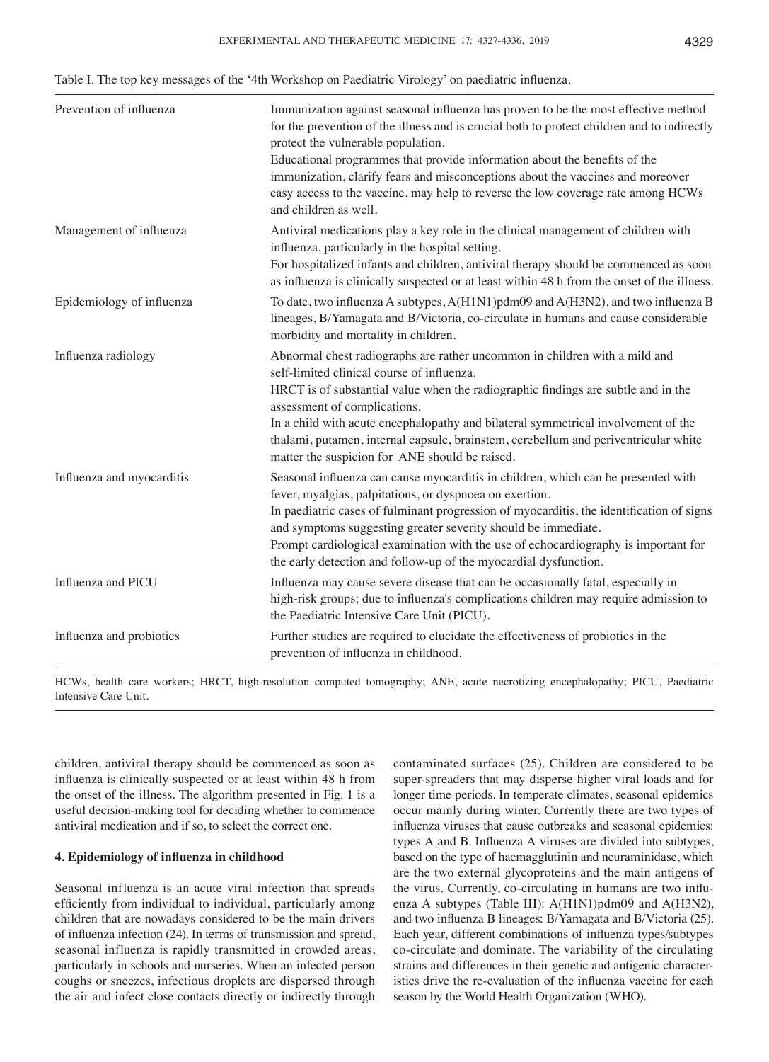Table I. The top key messages of the '4th Workshop on Paediatric Virology' on paediatric influenza.

| | |
|---|---|
| Prevention of influenza | Immunization against seasonal influenza has proven to be the most effective method for the prevention of the illness and is crucial both to protect children and to indirectly protect the vulnerable population. Educational programmes that provide information about the benefits of the immunization, clarify fears and misconceptions about the vaccines and moreover easy access to the vaccine, may help to reverse the low coverage rate among HCWs and children as well. |
| Management of influenza | Antiviral medications play a key role in the clinical management of children with influenza, particularly in the hospital setting. For hospitalized infants and children, antiviral therapy should be commenced as soon as influenza is clinically suspected or at least within 48 h from the onset of the illness. |
| Epidemiology of influenza | To date, two influenza A subtypes, A(H1N1)pdm09 and A(H3N2), and two influenza B lineages, B/Yamagata and B/Victoria, co-circulate in humans and cause considerable morbidity and mortality in children. |
| Influenza radiology | Abnormal chest radiographs are rather uncommon in children with a mild and self-limited clinical course of influenza. HRCT is of substantial value when the radiographic findings are subtle and in the assessment of complications. In a child with acute encephalopathy and bilateral symmetrical involvement of the thalami, putamen, internal capsule, brainstem, cerebellum and periventricular white matter the suspicion for ANE should be raised. |
| Influenza and myocarditis | Seasonal influenza can cause myocarditis in children, which can be presented with fever, myalgias, palpitations, or dyspnoea on exertion. In paediatric cases of fulminant progression of myocarditis, the identification of signs and symptoms suggesting greater severity should be immediate. Prompt cardiological examination with the use of echocardiography is important for the early detection and follow-up of the myocardial dysfunction. |
| Influenza and PICU | Influenza may cause severe disease that can be occasionally fatal, especially in high-risk groups; due to influenza's complications children may require admission to the Paediatric Intensive Care Unit (PICU). |
| Influenza and probiotics | Further studies are required to elucidate the effectiveness of probiotics in the prevention of influenza in childhood. |

HCWs, health care workers; HRCT, high-resolution computed tomography; ANE, acute necrotizing encephalopathy; PICU, Paediatric Intensive Care Unit.

children, antiviral therapy should be commenced as soon as influenza is clinically suspected or at least within 48 h from the onset of the illness. The algorithm presented in Fig. 1 is a useful decision-making tool for deciding whether to commence antiviral medication and if so, to select the correct one.

## 4. Epidemiology of influenza in childhood

Seasonal influenza is an acute viral infection that spreads efficiently from individual to individual, particularly among children that are nowadays considered to be the main drivers of influenza infection (24). In terms of transmission and spread, seasonal influenza is rapidly transmitted in crowded areas, particularly in schools and nurseries. When an infected person coughs or sneezes, infectious droplets are dispersed through the air and infect close contacts directly or indirectly through contaminated surfaces (25). Children are considered to be super-spreaders that may disperse higher viral loads and for longer time periods. In temperate climates, seasonal epidemics occur mainly during winter. Currently there are two types of influenza viruses that cause outbreaks and seasonal epidemics: types A and B. Influenza A viruses are divided into subtypes, based on the type of haemagglutinin and neuraminidase, which are the two external glycoproteins and the main antigens of the virus. Currently, co-circulating in humans are two influenza A subtypes (Table III): A(H1N1)pdm09 and A(H3N2), and two influenza B lineages: B/Yamagata and B/Victoria (25). Each year, different combinations of influenza types/subtypes co-circulate and dominate. The variability of the circulating strains and differences in their genetic and antigenic characteristics drive the re-evaluation of the influenza vaccine for each season by the World Health Organization (WHO).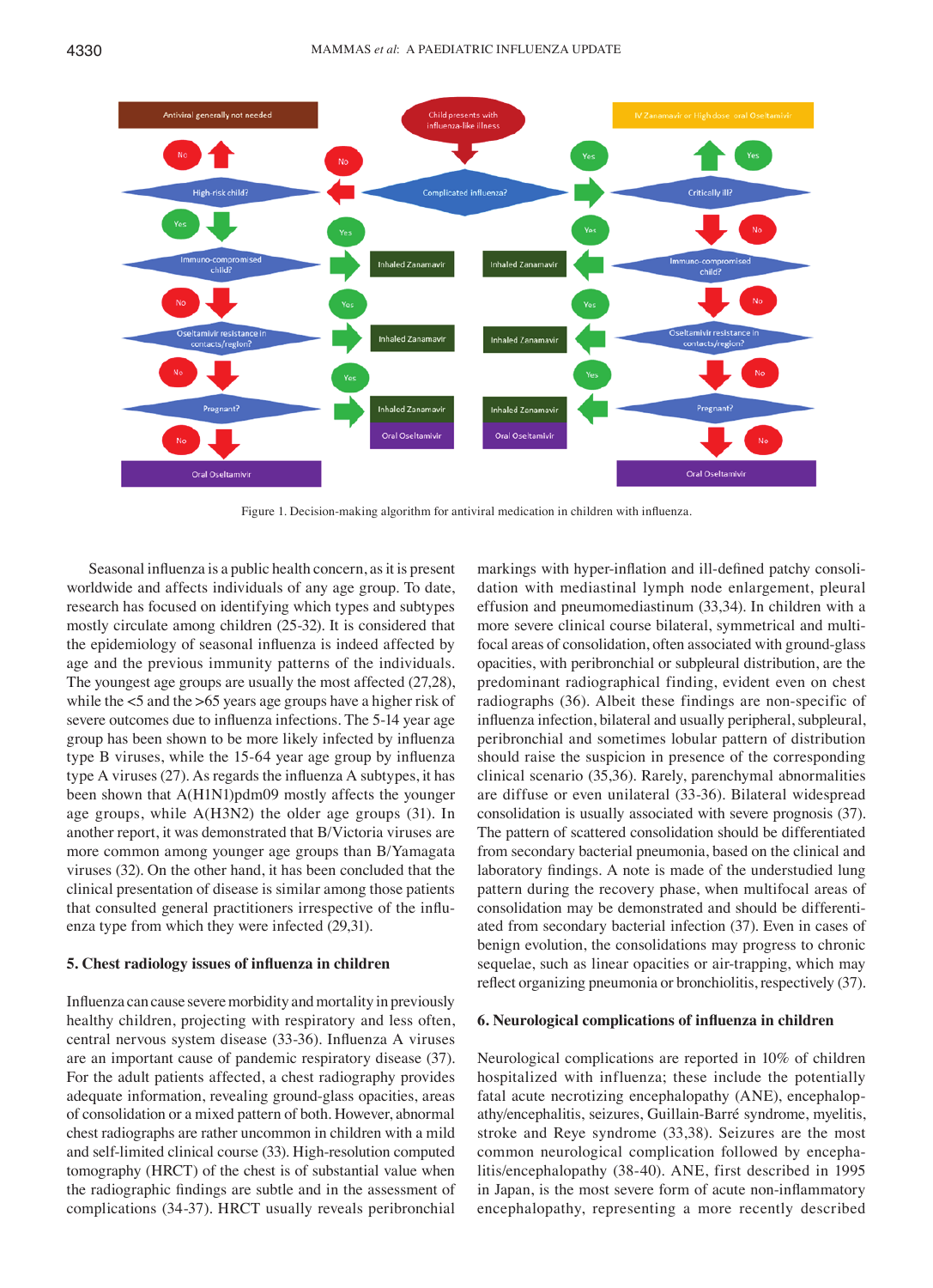Figure 1. Decision-making algorithm for antiviral medication in children with influenza.

Seasonal influenza is a public health concern, as it is present worldwide and affects individuals of any age group. To date, research has focused on identifying which types and subtypes mostly circulate among children (25-32). It is considered that the epidemiology of seasonal influenza is indeed affected by age and the previous immunity patterns of the individuals. The youngest age groups are usually the most affected (27,28), while the <5 and the >65 years age groups have a higher risk of severe outcomes due to influenza infections. The 5-14 year age group has been shown to be more likely infected by influenza type B viruses, while the 15-64 year age group by influenza type A viruses (27). As regards the influenza A subtypes, it has been shown that A(H1N1)pdm09 mostly affects the younger age groups, while A(H3N2) the older age groups (31). In another report, it was demonstrated that B/Victoria viruses are more common among younger age groups than B/Yamagata viruses (32). On the other hand, it has been concluded that the clinical presentation of disease is similar among those patients that consulted general practitioners irrespective of the influenza type from which they were infected (29,31).

## 5. Chest radiology issues of influenza in children

Influenza can cause severe morbidity and mortality in previously healthy children, projecting with respiratory and less often, central nervous system disease (33-36). Influenza A viruses are an important cause of pandemic respiratory disease (37). For the adult patients affected, a chest radiography provides adequate information, revealing ground-glass opacities, areas of consolidation or a mixed pattern of both. However, abnormal chest radiographs are rather uncommon in children with a mild and self-limited clinical course (33). High-resolution computed tomography (HRCT) of the chest is of substantial value when the radiographic findings are subtle and in the assessment of complications (34-37). HRCT usually reveals peribronchial markings with hyper-inflation and ill-defined patchy consolidation with mediastinal lymph node enlargement, pleural effusion and pneumomediastinum (33,34). In children with a more severe clinical course bilateral, symmetrical and multifocal areas of consolidation, often associated with ground-glass opacities, with peribronchial or subpleural distribution, are the predominant radiographical finding, evident even on chest radiographs (36). Albeit these findings are non-specific of influenza infection, bilateral and usually peripheral, subpleural, peribronchial and sometimes lobular pattern of distribution should raise the suspicion in presence of the corresponding clinical scenario (35,36). Rarely, parenchymal abnormalities are diffuse or even unilateral (33-36). Bilateral widespread consolidation is usually associated with severe prognosis (37). The pattern of scattered consolidation should be differentiated from secondary bacterial pneumonia, based on the clinical and laboratory findings. A note is made of the understudied lung pattern during the recovery phase, when multifocal areas of consolidation may be demonstrated and should be differentiated from secondary bacterial infection (37). Even in cases of benign evolution, the consolidations may progress to chronic sequelae, such as linear opacities or air-trapping, which may reflect organizing pneumonia or bronchiolitis, respectively (37).

## 6. Neurological complications of influenza in children

Neurological complications are reported in 10% of children hospitalized with influenza; these include the potentially fatal acute necrotizing encephalopathy (ANE), encephalopathy/encephalitis, seizures, Guillain-Barré syndrome, myelitis, stroke and Reye syndrome (33,38). Seizures are the most common neurological complication followed by encephalitis/encephalopathy (38-40). ANE, first described in 1995 in Japan, is the most severe form of acute non-inflammatory encephalopathy, representing a more recently described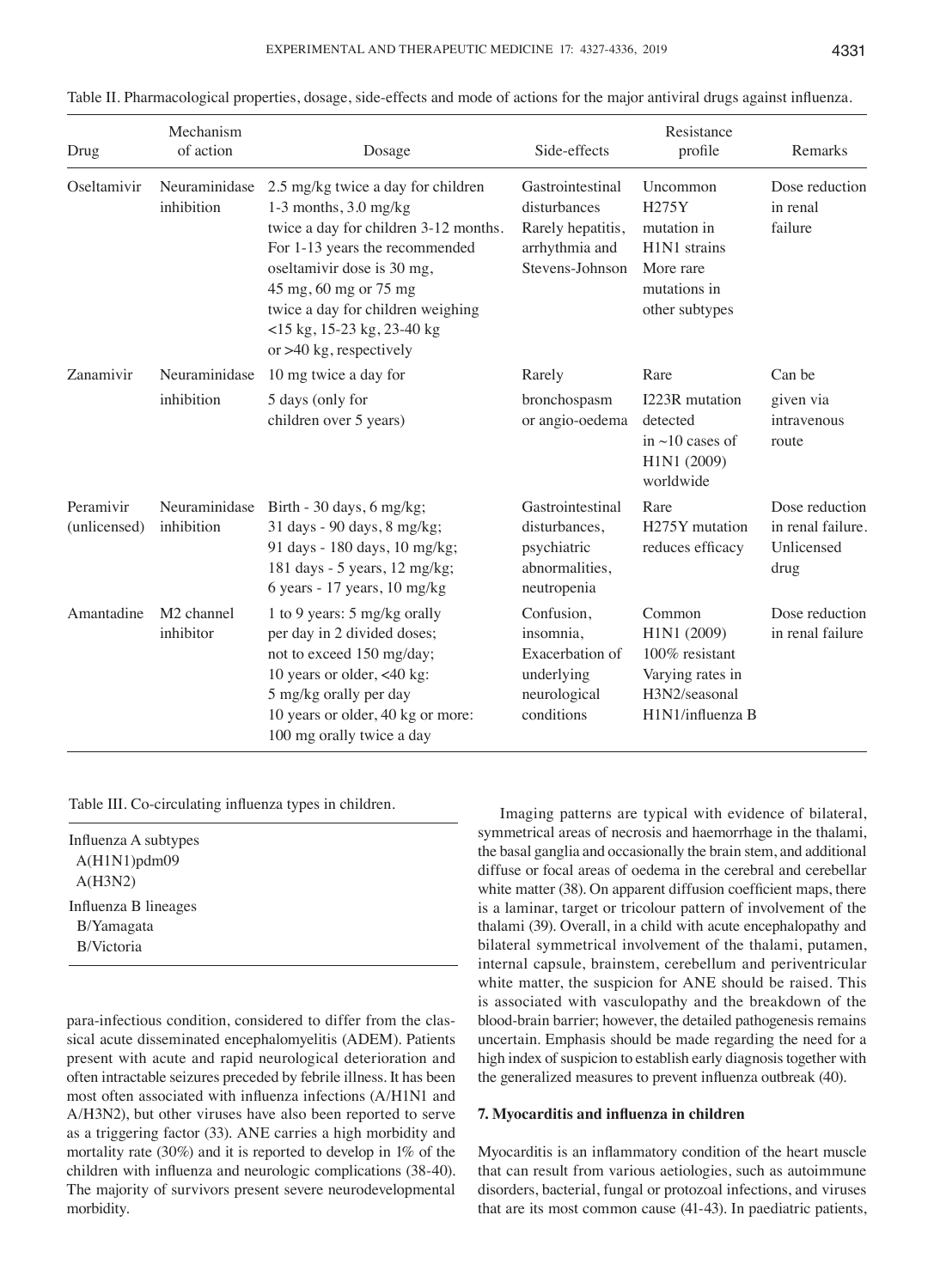Table II. Pharmacological properties, dosage, side-effects and mode of actions for the major antiviral drugs against influenza.

| Drug | Mechanism of action | Dosage | Side-effects | Resistance profile | Remarks |
|---|---|---|---|---|---|
| Oseltamivir | Neuraminidase inhibition | 2.5 mg/kg twice a day for children 1-3 months, 3.0 mg/kg twice a day for children 3-12 months. For 1-13 years the recommended oseltamivir dose is 30 mg, 45 mg, 60 mg or 75 mg twice a day for children weighing <15 kg, 15-23 kg, 23-40 kg or >40 kg, respectively | Gastrointestinal disturbances Rarely hepatitis, arrhythmia and Stevens-Johnson | Uncommon H275Y mutation in H1N1 strains More rare mutations in other subtypes | Dose reduction in renal failure |
| Zanamivir | Neuraminidase inhibition | 10 mg twice a day for 5 days (only for children over 5 years) | Rarely bronchospasm or angio-oedema | Rare I223R mutation detected in ~10 cases of H1N1 (2009) worldwide | Can be given via intravenous route |
| Peramivir (unlicensed) | Neuraminidase inhibition | Birth - 30 days, 6 mg/kg; 31 days - 90 days, 8 mg/kg; 91 days - 180 days, 10 mg/kg; 181 days - 5 years, 12 mg/kg; 6 years - 17 years, 10 mg/kg | Gastrointestinal disturbances, psychiatric abnormalities, neutropenia | Rare H275Y mutation reduces efficacy | Dose reduction in renal failure. Unlicensed drug |
| Amantadine | M2 channel inhibitor | 1 to 9 years: 5 mg/kg orally per day in 2 divided doses; not to exceed 150 mg/day; 10 years or older, <40 kg: 5 mg/kg orally per day 10 years or older, 40 kg or more: 100 mg orally twice a day | Confusion, insomnia, Exacerbation of underlying neurological conditions | Common H1N1 (2009) 100% resistant Varying rates in H3N2/seasonal H1N1/influenza B | Dose reduction in renal failure |

Table III. Co-circulating influenza types in children.

| |
|---|
| Influenza A subtypes |
| A(H1N1)pdm09 |
| A(H3N2) |
| Influenza B lineages |
| B/Yamagata |
| B/Victoria |

para-infectious condition, considered to differ from the classical acute disseminated encephalomyelitis (ADEM). Patients present with acute and rapid neurological deterioration and often intractable seizures preceded by febrile illness. It has been most often associated with influenza infections (A/H1N1 and A/H3N2), but other viruses have also been reported to serve as a triggering factor (33). ANE carries a high morbidity and mortality rate (30%) and it is reported to develop in 1% of the children with influenza and neurologic complications (38-40). The majority of survivors present severe neurodevelopmental morbidity.

Imaging patterns are typical with evidence of bilateral, symmetrical areas of necrosis and haemorrhage in the thalami, the basal ganglia and occasionally the brain stem, and additional diffuse or focal areas of oedema in the cerebral and cerebellar white matter (38). On apparent diffusion coefficient maps, there is a laminar, target or tricolour pattern of involvement of the thalami (39). Overall, in a child with acute encephalopathy and bilateral symmetrical involvement of the thalami, putamen, internal capsule, brainstem, cerebellum and periventricular white matter, the suspicion for ANE should be raised. This is associated with vasculopathy and the breakdown of the blood-brain barrier; however, the detailed pathogenesis remains uncertain. Emphasis should be made regarding the need for a high index of suspicion to establish early diagnosis together with the generalized measures to prevent influenza outbreak (40).

## 7. Myocarditis and influenza in children

Myocarditis is an inflammatory condition of the heart muscle that can result from various aetiologies, such as autoimmune disorders, bacterial, fungal or protozoal infections, and viruses that are its most common cause (41-43). In paediatric patients,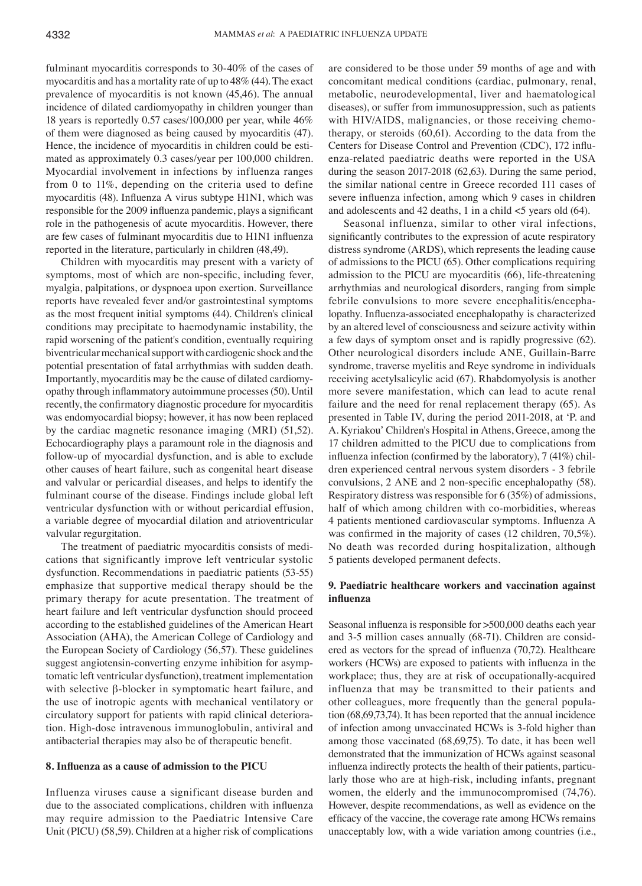fulminant myocarditis corresponds to 30-40% of the cases of myocarditis and has a mortality rate of up to 48% (44). The exact prevalence of myocarditis is not known (45,46). The annual incidence of dilated cardiomyopathy in children younger than 18 years is reportedly 0.57 cases/100,000 per year, while 46% of them were diagnosed as being caused by myocarditis (47). Hence, the incidence of myocarditis in children could be estimated as approximately 0.3 cases/year per 100,000 children. Myocardial involvement in infections by influenza ranges from 0 to 11%, depending on the criteria used to define myocarditis (48). Influenza A virus subtype H1N1, which was responsible for the 2009 influenza pandemic, plays a significant role in the pathogenesis of acute myocarditis. However, there are few cases of fulminant myocarditis due to H1N1 influenza reported in the literature, particularly in children (48,49).

Children with myocarditis may present with a variety of symptoms, most of which are non-specific, including fever, myalgia, palpitations, or dyspnoea upon exertion. Surveillance reports have revealed fever and/or gastrointestinal symptoms as the most frequent initial symptoms (44). Children's clinical conditions may precipitate to haemodynamic instability, the rapid worsening of the patient's condition, eventually requiring biventricular mechanical support with cardiogenic shock and the potential presentation of fatal arrhythmias with sudden death. Importantly, myocarditis may be the cause of dilated cardiomyopathy through inflammatory autoimmune processes (50). Until recently, the confirmatory diagnostic procedure for myocarditis was endomyocardial biopsy; however, it has now been replaced by the cardiac magnetic resonance imaging (MRI) (51,52). Echocardiography plays a paramount role in the diagnosis and follow-up of myocardial dysfunction, and is able to exclude other causes of heart failure, such as congenital heart disease and valvular or pericardial diseases, and helps to identify the fulminant course of the disease. Findings include global left ventricular dysfunction with or without pericardial effusion, a variable degree of myocardial dilation and atrioventricular valvular regurgitation.

The treatment of paediatric myocarditis consists of medications that significantly improve left ventricular systolic dysfunction. Recommendations in paediatric patients (53-55) emphasize that supportive medical therapy should be the primary therapy for acute presentation. The treatment of heart failure and left ventricular dysfunction should proceed according to the established guidelines of the American Heart Association (AHA), the American College of Cardiology and the European Society of Cardiology (56,57). These guidelines suggest angiotensin-converting enzyme inhibition for asymptomatic left ventricular dysfunction), treatment implementation with selective β-blocker in symptomatic heart failure, and the use of inotropic agents with mechanical ventilatory or circulatory support for patients with rapid clinical deterioration. High-dose intravenous immunoglobulin, antiviral and antibacterial therapies may also be of therapeutic benefit.

## 8. Influenza as a cause of admission to the PICU

Influenza viruses cause a significant disease burden and due to the associated complications, children with influenza may require admission to the Paediatric Intensive Care Unit (PICU) (58,59). Children at a higher risk of complications are considered to be those under 59 months of age and with concomitant medical conditions (cardiac, pulmonary, renal, metabolic, neurodevelopmental, liver and haematological diseases), or suffer from immunosuppression, such as patients with HIV/AIDS, malignancies, or those receiving chemotherapy, or steroids (60,61). According to the data from the Centers for Disease Control and Prevention (CDC), 172 influenza-related paediatric deaths were reported in the USA during the season 2017-2018 (62,63). During the same period, the similar national centre in Greece recorded 111 cases of severe influenza infection, among which 9 cases in children and adolescents and 42 deaths, 1 in a child <5 years old (64).

Seasonal influenza, similar to other viral infections, significantly contributes to the expression of acute respiratory distress syndrome (ARDS), which represents the leading cause of admissions to the PICU (65). Other complications requiring admission to the PICU are myocarditis (66), life-threatening arrhythmias and neurological disorders, ranging from simple febrile convulsions to more severe encephalitis/encephalopathy. Influenza-associated encephalopathy is characterized by an altered level of consciousness and seizure activity within a few days of symptom onset and is rapidly progressive (62). Other neurological disorders include ANE, Guillain-Barre syndrome, traverse myelitis and Reye syndrome in individuals receiving acetylsalicylic acid (67). Rhabdomyolysis is another more severe manifestation, which can lead to acute renal failure and the need for renal replacement therapy (65). As presented in Table IV, during the period 2011-2018, at 'P. and A. Kyriakou' Children's Hospital in Athens, Greece, among the 17 children admitted to the PICU due to complications from influenza infection (confirmed by the laboratory), 7 (41%) children experienced central nervous system disorders - 3 febrile convulsions, 2 ANE and 2 non-specific encephalopathy (58). Respiratory distress was responsible for 6 (35%) of admissions, half of which among children with co-morbidities, whereas 4 patients mentioned cardiovascular symptoms. Influenza A was confirmed in the majority of cases (12 children, 70,5%). No death was recorded during hospitalization, although 5 patients developed permanent defects.

## 9. Paediatric healthcare workers and vaccination against influenza

Seasonal influenza is responsible for >500,000 deaths each year and 3-5 million cases annually (68-71). Children are considered as vectors for the spread of influenza (70,72). Healthcare workers (HCWs) are exposed to patients with influenza in the workplace; thus, they are at risk of occupationally-acquired influenza that may be transmitted to their patients and other colleagues, more frequently than the general population (68,69,73,74). It has been reported that the annual incidence of infection among unvaccinated HCWs is 3-fold higher than among those vaccinated (68,69,75). To date, it has been well demonstrated that the immunization of HCWs against seasonal influenza indirectly protects the health of their patients, particularly those who are at high-risk, including infants, pregnant women, the elderly and the immunocompromised (74,76). However, despite recommendations, as well as evidence on the efficacy of the vaccine, the coverage rate among HCWs remains unacceptably low, with a wide variation among countries (i.e.,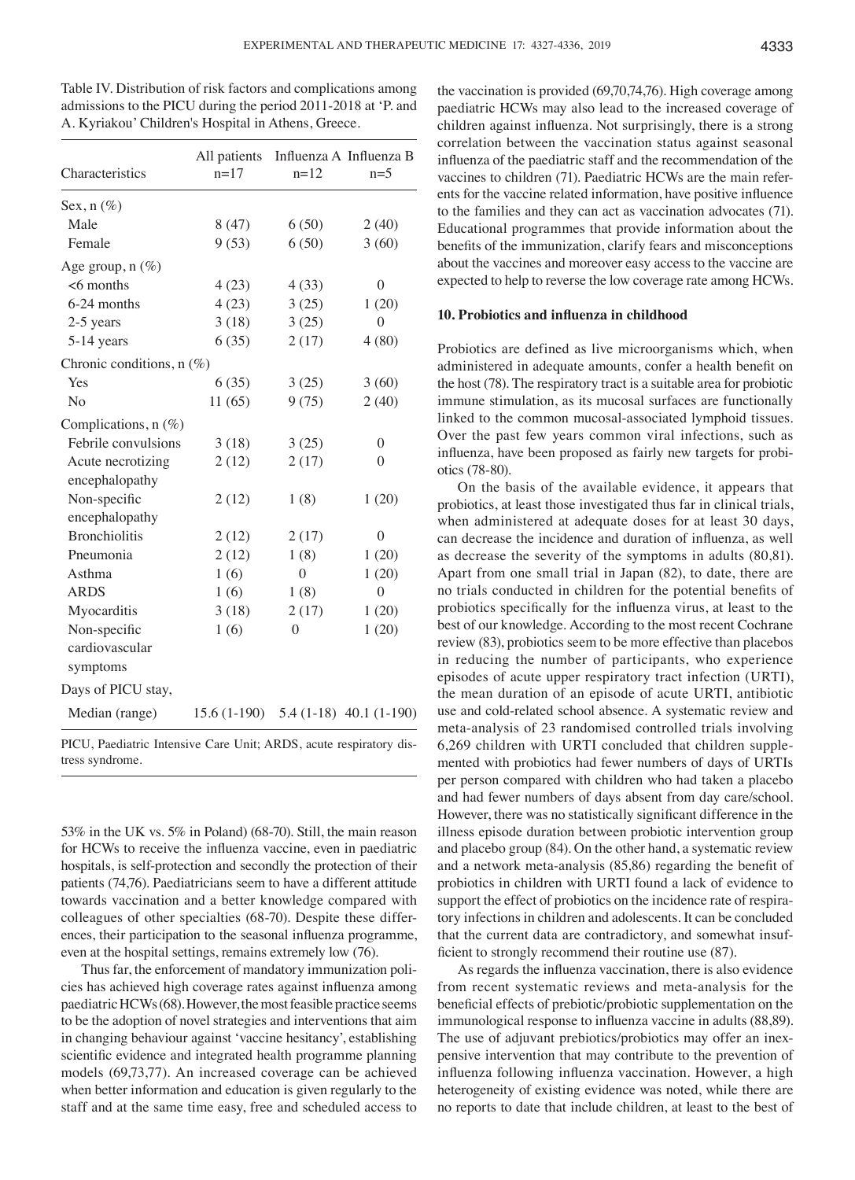Table IV. Distribution of risk factors and complications among admissions to the PICU during the period 2011-2018 at 'P. and A. Kyriakou' Children's Hospital in Athens, Greece.

| Characteristics | All patients n=17 | Influenza A n=12 | Influenza B n=5 |
|---|---|---|---|
| Sex, n (%) | | | |
| Male | 8 (47) | 6 (50) | 2 (40) |
| Female | 9 (53) | 6 (50) | 3 (60) |
| Age group, n (%) | | | |
| <6 months | 4 (23) | 4 (33) | 0 |
| 6-24 months | 4 (23) | 3 (25) | 1 (20) |
| 2-5 years | 3 (18) | 3 (25) | 0 |
| 5-14 years | 6 (35) | 2 (17) | 4 (80) |
| Chronic conditions, n (%) | | | |
| Yes | 6 (35) | 3 (25) | 3 (60) |
| No | 11 (65) | 9 (75) | 2 (40) |
| Complications, n (%) | | | |
| Febrile convulsions | 3 (18) | 3 (25) | 0 |
| Acute necrotizing encephalopathy | 2 (12) | 2 (17) | 0 |
| Non-specific encephalopathy | 2 (12) | 1 (8) | 1 (20) |
| Bronchiolitis | 2 (12) | 2 (17) | 0 |
| Pneumonia | 2 (12) | 1 (8) | 1 (20) |
| Asthma | 1 (6) | 0 | 1 (20) |
| ARDS | 1 (6) | 1 (8) | 0 |
| Myocarditis | 3 (18) | 2 (17) | 1 (20) |
| Non-specific cardiovascular symptoms | 1 (6) | 0 | 1 (20) |
| Days of PICU stay, | | | |
| Median (range) | 15.6 (1-190) | 5.4 (1-18) | 40.1 (1-190) |

PICU, Paediatric Intensive Care Unit; ARDS, acute respiratory distress syndrome.

53% in the UK vs. 5% in Poland) (68-70). Still, the main reason for HCWs to receive the influenza vaccine, even in paediatric hospitals, is self-protection and secondly the protection of their patients (74,76). Paediatricians seem to have a different attitude towards vaccination and a better knowledge compared with colleagues of other specialties (68-70). Despite these differences, their participation to the seasonal influenza programme, even at the hospital settings, remains extremely low (76).

Thus far, the enforcement of mandatory immunization policies has achieved high coverage rates against influenza among paediatric HCWs (68). However, the most feasible practice seems to be the adoption of novel strategies and interventions that aim in changing behaviour against 'vaccine hesitancy', establishing scientific evidence and integrated health programme planning models (69,73,77). An increased coverage can be achieved when better information and education is given regularly to the staff and at the same time easy, free and scheduled access to the vaccination is provided (69,70,74,76). High coverage among paediatric HCWs may also lead to the increased coverage of children against influenza. Not surprisingly, there is a strong correlation between the vaccination status against seasonal influenza of the paediatric staff and the recommendation of the vaccines to children (71). Paediatric HCWs are the main referents for the vaccine related information, have positive influence to the families and they can act as vaccination advocates (71). Educational programmes that provide information about the benefits of the immunization, clarify fears and misconceptions about the vaccines and moreover easy access to the vaccine are expected to help to reverse the low coverage rate among HCWs.

## 10. Probiotics and influenza in childhood

Probiotics are defined as live microorganisms which, when administered in adequate amounts, confer a health benefit on the host (78). The respiratory tract is a suitable area for probiotic immune stimulation, as its mucosal surfaces are functionally linked to the common mucosal-associated lymphoid tissues. Over the past few years common viral infections, such as influenza, have been proposed as fairly new targets for probiotics (78-80).

On the basis of the available evidence, it appears that probiotics, at least those investigated thus far in clinical trials, when administered at adequate doses for at least 30 days, can decrease the incidence and duration of influenza, as well as decrease the severity of the symptoms in adults (80,81). Apart from one small trial in Japan (82), to date, there are no trials conducted in children for the potential benefits of probiotics specifically for the influenza virus, at least to the best of our knowledge. According to the most recent Cochrane review (83), probiotics seem to be more effective than placebos in reducing the number of participants, who experience episodes of acute upper respiratory tract infection (URTI), the mean duration of an episode of acute URTI, antibiotic use and cold-related school absence. A systematic review and meta-analysis of 23 randomised controlled trials involving 6,269 children with URTI concluded that children supplemented with probiotics had fewer numbers of days of URTIs per person compared with children who had taken a placebo and had fewer numbers of days absent from day care/school. However, there was no statistically significant difference in the illness episode duration between probiotic intervention group and placebo group (84). On the other hand, a systematic review and a network meta-analysis (85,86) regarding the benefit of probiotics in children with URTI found a lack of evidence to support the effect of probiotics on the incidence rate of respiratory infections in children and adolescents. It can be concluded that the current data are contradictory, and somewhat insufficient to strongly recommend their routine use (87).

As regards the influenza vaccination, there is also evidence from recent systematic reviews and meta-analysis for the beneficial effects of prebiotic/probiotic supplementation on the immunological response to influenza vaccine in adults (88,89). The use of adjuvant prebiotics/probiotics may offer an inexpensive intervention that may contribute to the prevention of influenza following influenza vaccination. However, a high heterogeneity of existing evidence was noted, while there are no reports to date that include children, at least to the best of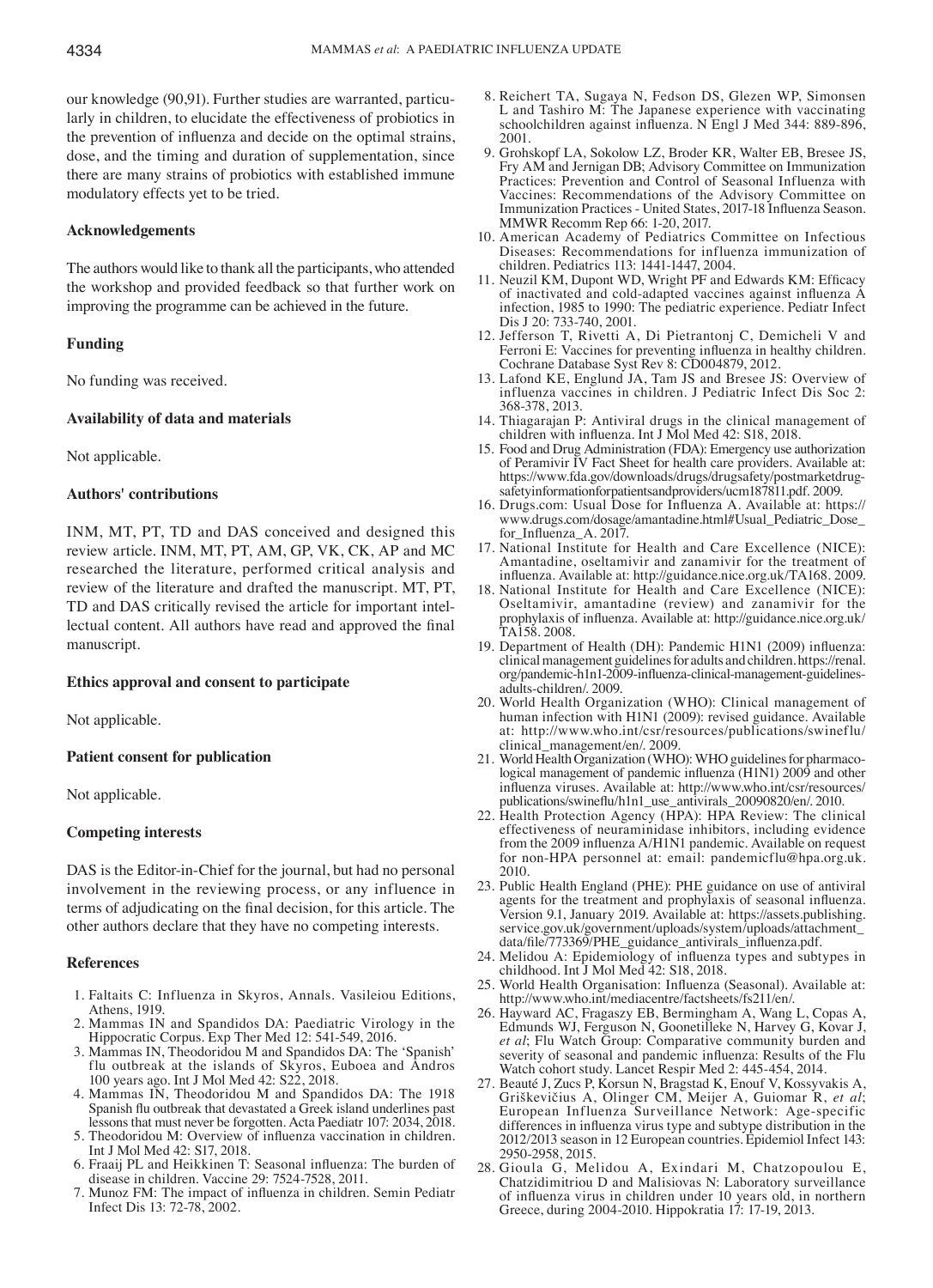our knowledge (90,91). Further studies are warranted, particularly in children, to elucidate the effectiveness of probiotics in the prevention of influenza and decide on the optimal strains, dose, and the timing and duration of supplementation, since there are many strains of probiotics with established immune modulatory effects yet to be tried.

### Acknowledgements

The authors would like to thank all the participants, who attended the workshop and provided feedback so that further work on improving the programme can be achieved in the future.

### Funding

No funding was received.

### Availability of data and materials

Not applicable.

### Authors' contributions

INM, MT, PT, TD and DAS conceived and designed this review article. INM, MT, PT, AM, GP, VK, CK, AP and MC researched the literature, performed critical analysis and review of the literature and drafted the manuscript. MT, PT, TD and DAS critically revised the article for important intellectual content. All authors have read and approved the final manuscript.

### Ethics approval and consent to participate

Not applicable.

### Patient consent for publication

Not applicable.

### Competing interests

DAS is the Editor-in-Chief for the journal, but had no personal involvement in the reviewing process, or any influence in terms of adjudicating on the final decision, for this article. The other authors declare that they have no competing interests.

### References

1. Faltaits C: Influenza in Skyros, Annals. Vasileiou Editions, Athens, 1919.
2. Mammas IN and Spandidos DA: Paediatric Virology in the Hippocratic Corpus. Exp Ther Med 12: 541-549, 2016.
3. Mammas IN, Theodoridou M and Spandidos DA: The 'Spanish' flu outbreak at the islands of Skyros, Euboea and Andros 100 years ago. Int J Mol Med 42: S22, 2018.
4. Mammas IN, Theodoridou M and Spandidos DA: The 1918 Spanish flu outbreak that devastated a Greek island underlines past lessons that must never be forgotten. Acta Paediatr 107: 2034, 2018.
5. Theodoridou M: Overview of influenza vaccination in children. Int J Mol Med 42: S17, 2018.
6. Fraaij PL and Heikkinen T: Seasonal influenza: The burden of disease in children. Vaccine 29: 7524-7528, 2011.
7. Munoz FM: The impact of influenza in children. Semin Pediatr Infect Dis 13: 72-78, 2002.
8. Reichert TA, Sugaya N, Fedson DS, Glezen WP, Simonsen L and Tashiro M: The Japanese experience with vaccinating schoolchildren against influenza. N Engl J Med 344: 889-896, 2001.
9. Grohskopf LA, Sokolow LZ, Broder KR, Walter EB, Bresee JS, Fry AM and Jernigan DB; Advisory Committee on Immunization Practices: Prevention and Control of Seasonal Influenza with Vaccines: Recommendations of the Advisory Committee on Immunization Practices - United States, 2017-18 Influenza Season. MMWR Recomm Rep 66: 1-20, 2017.
10. American Academy of Pediatrics Committee on Infectious Diseases: Recommendations for influenza immunization of children. Pediatrics 113: 1441-1447, 2004.
11. Neuzil KM, Dupont WD, Wright PF and Edwards KM: Efficacy of inactivated and cold-adapted vaccines against influenza A infection, 1985 to 1990: The pediatric experience. Pediatr Infect Dis J 20: 733-740, 2001.
12. Jefferson T, Rivetti A, Di Pietrantonj C, Demicheli V and Ferroni E: Vaccines for preventing influenza in healthy children. Cochrane Database Syst Rev 8: CD004879, 2012.
13. Lafond KE, Englund JA, Tam JS and Bresee JS: Overview of influenza vaccines in children. J Pediatric Infect Dis Soc 2: 368-378, 2013.
14. Thiagarajan P: Antiviral drugs in the clinical management of children with influenza. Int J Mol Med 42: S18, 2018.
15. Food and Drug Administration (FDA): Emergency use authorization of Peramivir IV Fact Sheet for health care providers. Available at: https://www.fda.gov/downloads/drugs/drugsafety/postmarketdrugsafetyinformationforpatientsandproviders/ucm187811.pdf. 2009.
16. Drugs.com: Usual Dose for Influenza A. Available at: https://www.drugs.com/dosage/amantadine.html#Usual_Pediatric_Dose_for_Influenza_A. 2017.
17. National Institute for Health and Care Excellence (NICE): Amantadine, oseltamivir and zanamivir for the treatment of influenza. Available at: http://guidance.nice.org.uk/TA168. 2009.
18. National Institute for Health and Care Excellence (NICE): Oseltamivir, amantadine (review) and zanamivir for the prophylaxis of influenza. Available at: http://guidance.nice.org.uk/TA158. 2008.
19. Department of Health (DH): Pandemic H1N1 (2009) influenza: clinical management guidelines for adults and children. https://renal.org/pandemic-h1n1-2009-influenza-clinical-management-guidelines-adults-children/. 2009.
20. World Health Organization (WHO): Clinical management of human infection with H1N1 (2009): revised guidance. Available at: http://www.who.int/csr/resources/publications/swineflu/clinical_management/en/. 2009.
21. World Health Organization (WHO): WHO guidelines for pharmacological management of pandemic influenza (H1N1) 2009 and other influenza viruses. Available at: http://www.who.int/csr/resources/publications/swineflu/h1n1_use_antivirals_20090820/en/. 2010.
22. Health Protection Agency (HPA): HPA Review: The clinical effectiveness of neuraminidase inhibitors, including evidence from the 2009 influenza A/H1N1 pandemic. Available on request for non-HPA personnel at: email: pandemicflu@hpa.org.uk. 2010.
23. Public Health England (PHE): PHE guidance on use of antiviral agents for the treatment and prophylaxis of seasonal influenza. Version 9.1, January 2019. Available at: https://assets.publishing.service.gov.uk/government/uploads/system/uploads/attachment_data/file/773369/PHE_guidance_antivirals_influenza.pdf.
24. Melidou A: Epidemiology of influenza types and subtypes in childhood. Int J Mol Med 42: S18, 2018.
25. World Health Organisation: Influenza (Seasonal). Available at: http://www.who.int/mediacentre/factsheets/fs211/en/.
26. Hayward AC, Fragaszy EB, Bermingham A, Wang L, Copas A, Edmunds WJ, Ferguson N, Goonetilleke N, Harvey G, Kovar J, *et al*; Flu Watch Group: Comparative community burden and severity of seasonal and pandemic influenza: Results of the Flu Watch cohort study. Lancet Respir Med 2: 445-454, 2014.
27. Beauté J, Zucs P, Korsun N, Bragstad K, Enouf V, Kossyvakis A, Griškevičius A, Olinger CM, Meijer A, Guiomar R, *et al*; European Influenza Surveillance Network: Age-specific differences in influenza virus type and subtype distribution in the 2012/2013 season in 12 European countries. Epidemiol Infect 143: 2950-2958, 2015.
28. Gioula G, Melidou A, Exindari M, Chatzopoulou E, Chatzidimitriou D and Malisiovas N: Laboratory surveillance of influenza virus in children under 10 years old, in northern Greece, during 2004-2010. Hippokratia 17: 17-19, 2013.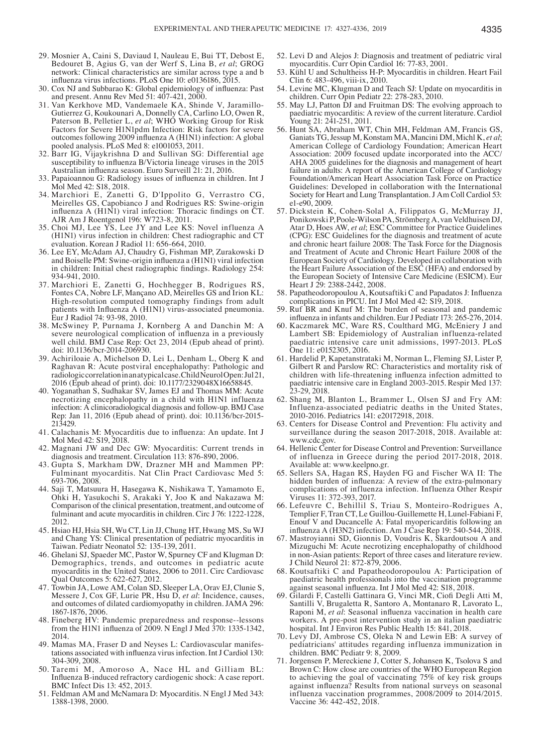29. Mosnier A, Caini S, Daviaud I, Nauleau E, Bui TT, Debost E, Bedouret B, Agius G, van der Werf S, Lina B, *et al*; GROG network: Clinical characteristics are similar across type a and b influenza virus infections. PLoS One 10: e0136186, 2015.
30. Cox NJ and Subbarao K: Global epidemiology of influenza: Past and present. Annu Rev Med 51: 407-421, 2000.
31. Van Kerkhove MD, Vandemaele KA, Shinde V, Jaramillo-Gutierrez G, Koukounari A, Donnelly CA, Carlino LO, Owen R, Paterson B, Pelletier L, *et al*; WHO Working Group for Risk Factors for Severe H1N1pdm Infection: Risk factors for severe outcomes following 2009 influenza A (H1N1) infection: A global pooled analysis. PLoS Med 8: e1001053, 2011.
32. Barr IG, Vijaykrishna D and Sullivan SG: Differential age susceptibility to influenza B/Victoria lineage viruses in the 2015 Australian influenza season. Euro Surveill 21: 21, 2016.
33. Papaioannou G: Radiology issues of influenza in children. Int J Mol Med 42: S18, 2018.
34. Marchiori E, Zanetti G, D'Ippolito G, Verrastro CG, Meirelles GS, Capobianco J and Rodrigues RS: Swine-origin influenza A (H1N1) viral infection: Thoracic findings on CT. AJR Am J Roentgenol 196: W723-8, 2011.
35. Choi MJ, Lee YS, Lee JY and Lee KS: Novel influenza A (H1N1) virus infection in children: Chest radiographic and CT evaluation. Korean J Radiol 11: 656-664, 2010.
36. Lee EY, McAdam AJ, Chaudry G, Fishman MP, Zurakowski D and Boiselle PM: Swine-origin influenza a (H1N1) viral infection in children: Initial chest radiographic findings. Radiology 254: 934-941, 2010.
37. Marchiori E, Zanetti G, Hochhegger B, Rodrigues RS, Fontes CA, Nobre LF, Mançano AD, Meirelles GS and Irion KL: High-resolution computed tomography findings from adult patients with Influenza A (H1N1) virus-associated pneumonia. Eur J Radiol 74: 93-98, 2010.
38. McSwiney P, Purnama J, Kornberg A and Danchin M: A severe neurological complication of influenza in a previously well child. BMJ Case Rep: Oct 23, 2014 (Epub ahead of print). doi: 10.1136/bcr-2014-206930.
39. Achiriloaie A, Michelson D, Lei L, Denham L, Oberg K and Raghavan R: Acute postviral encephalopathy: Pathologic and radiologic correlation in an atypical case. Child Neurol Open: Jul 21, 2016 (Epub ahead of print). doi: 10.1177/2329048X16658845.
40. Yoganathan S, Sudhakar SV, James EJ and Thomas MM: Acute necrotizing encephalopathy in a child with H1N1 influenza infection: A clinicoradiological diagnosis and follow-up. BMJ Case Rep: Jan 11, 2016 (Epub ahead of print). doi: 10.1136/bcr-2015-213429.
41. Calachanis M: Myocarditis due to influenza: An update. Int J Mol Med 42: S19, 2018.
42. Magnani JW and Dec GW: Myocarditis: Current trends in diagnosis and treatment. Circulation 113: 876-890, 2006.
43. Gupta S, Markham DW, Drazner MH and Mammen PP: Fulminant myocarditis. Nat Clin Pract Cardiovasc Med 5: 693-706, 2008.
44. Saji T, Matsuura H, Hasegawa K, Nishikawa T, Yamamoto E, Ohki H, Yasukochi S, Arakaki Y, Joo K and Nakazawa M: Comparison of the clinical presentation, treatment, and outcome of fulminant and acute myocarditis in children. Circ J 76: 1222-1228, 2012.
45. Hsiao HJ, Hsia SH, Wu CT, Lin JJ, Chung HT, Hwang MS, Su WJ and Chang YS: Clinical presentation of pediatric myocarditis in Taiwan. Pediatr Neonatol 52: 135-139, 2011.
46. Ghelani SJ, Spaeder MC, Pastor W, Spurney CF and Klugman D: Demographics, trends, and outcomes in pediatric acute myocarditis in the United States, 2006 to 2011. Circ Cardiovasc Qual Outcomes 5: 622-627, 2012.
47. Towbin JA, Lowe AM, Colan SD, Sleeper LA, Orav EJ, Clunie S, Messere J, Cox GF, Lurie PR, Hsu D, *et al*: Incidence, causes, and outcomes of dilated cardiomyopathy in children. JAMA 296: 1867-1876, 2006.
48. Fineberg HV: Pandemic preparedness and response--lessons from the H1N1 influenza of 2009. N Engl J Med 370: 1335-1342, 2014.
49. Mamas MA, Fraser D and Neyses L: Cardiovascular manifestations associated with influenza virus infection. Int J Cardiol 130: 304-309, 2008.
50. Taremi M, Amoroso A, Nace HL and Gilliam BL: Influenza B-induced refractory cardiogenic shock: A case report. BMC Infect Dis 13: 452, 2013.
51. Feldman AM and McNamara D: Myocarditis. N Engl J Med 343: 1388-1398, 2000.
52. Levi D and Alejos J: Diagnosis and treatment of pediatric viral myocarditis. Curr Opin Cardiol 16: 77-83, 2001.
53. Kühl U and Schultheiss H-P: Myocarditis in children. Heart Fail Clin 6: 483-496, viii-ix, 2010.
54. Levine MC, Klugman D and Teach SJ: Update on myocarditis in children. Curr Opin Pediatr 22: 278-283, 2010.
55. May LJ, Patton DJ and Fruitman DS: The evolving approach to paediatric myocarditis: A review of the current literature. Cardiol Young 21: 241-251, 2011.
56. Hunt SA, Abraham WT, Chin MH, Feldman AM, Francis GS, Ganiats TG, Jessup M, Konstam MA, Mancini DM, Michl K, *et al*; American College of Cardiology Foundation; American Heart Association: 2009 focused update incorporated into the ACC/AHA 2005 guidelines for the diagnosis and management of heart failure in adults: A report of the American College of Cardiology Foundation/American Heart Association Task Force on Practice Guidelines: Developed in collaboration with the International Society for Heart and Lung Transplantation. J Am Coll Cardiol 53: e1-e90, 2009.
57. Dickstein K, Cohen-Solal A, Filippatos G, McMurray JJ, Ponikowski P, Poole-Wilson PA, Strömberg A, van Veldhuisen DJ, Atar D, Hoes AW, *et al*; ESC Committee for Practice Guidelines (CPG): ESC Guidelines for the diagnosis and treatment of acute and chronic heart failure 2008: The Task Force for the Diagnosis and Treatment of Acute and Chronic Heart Failure 2008 of the European Society of Cardiology. Developed in collaboration with the Heart Failure Association of the ESC (HFA) and endorsed by the European Society of Intensive Care Medicine (ESICM). Eur Heart J 29: 2388-2442, 2008.
58. Papatheodoropoulou A, Koutsaftiki C and Papadatos J: Influenza complications in PICU. Int J Mol Med 42: S19, 2018.
59. Ruf BR and Knuf M: The burden of seasonal and pandemic influenza in infants and children. Eur J Pediatr 173: 265-276, 2014.
60. Kaczmarek MC, Ware RS, Coulthard MG, McEniery J and Lambert SB: Epidemiology of Australian influenza-related paediatric intensive care unit admissions, 1997-2013. PLoS One 11: e0152305, 2016.
61. Hardelid P, Kapetanstrataki M, Norman L, Fleming SJ, Lister P, Gilbert R and Parslow RC: Characteristics and mortality risk of children with life-threatening influenza infection admitted to paediatric intensive care in England 2003-2015. Respir Med 137: 23-29, 2018.
62. Shang M, Blanton L, Brammer L, Olsen SJ and Fry AM: Influenza-associated pediatric deaths in the United States, 2010-2016. Pediatrics 141: e20172918, 2018.
63. Centers for Disease Control and Prevention: Flu activity and surveillance during the season 2017-2018, 2018. Available at: www.cdc.gov.
64. Hellenic Center for Disease Control and Prevention: Surveillance of influenza in Greece during the period 2017-2018, 2018. Available at: www.keelpno.gr.
65. Sellers SA, Hagan RS, Hayden FG and Fischer WA II: The hidden burden of influenza: A review of the extra-pulmonary complications of influenza infection. Influenza Other Respir Viruses 11: 372-393, 2017.
66. Lefeuvre C, Behillil S, Triau S, Monteiro-Rodrigues A, Templier F, Tran CT, Le Guillou-Guillemette H, Lunel-Fabiani F, Enouf V and Ducancelle A: Fatal myopericarditis following an influenza A (H3N2) infection. Am J Case Rep 19: 540-544, 2018.
67. Mastroyianni SD, Gionnis D, Voudris K, Skardoutsou A and Mizuguchi M: Acute necrotizing encephalopathy of childhood in non-Asian patients: Report of three cases and literature review. J Child Neurol 21: 872-879, 2006.
68. Koutsaftiki C and Papatheodoropoulou A: Participation of paediatric health professionals into the vaccination programme against seasonal influenza. Int J Mol Med 42: S18, 2018.
69. Gilardi F, Castelli Gattinara G, Vinci MR, Ciofi Degli Atti M, Santilli V, Brugaletta R, Santoro A, Montanaro R, Lavorato L, Raponi M, *et al*: Seasonal influenza vaccination in health care workers. A pre-post intervention study in an italian paediatric hospital. Int J Environ Res Public Health 15: 841, 2018.
70. Levy DJ, Ambrose CS, Oleka N and Lewin EB: A survey of pediatricians' attitudes regarding influenza immunization in children. BMC Pediatr 9: 8, 2009.
71. Jorgensen P, Mereckiene J, Cotter S, Johansen K, Tsolova S and Brown C: How close are countries of the WHO European Region to achieving the goal of vaccinating 75% of key risk groups against influenza? Results from national surveys on seasonal influenza vaccination programmes, 2008/2009 to 2014/2015. Vaccine 36: 442-452, 2018.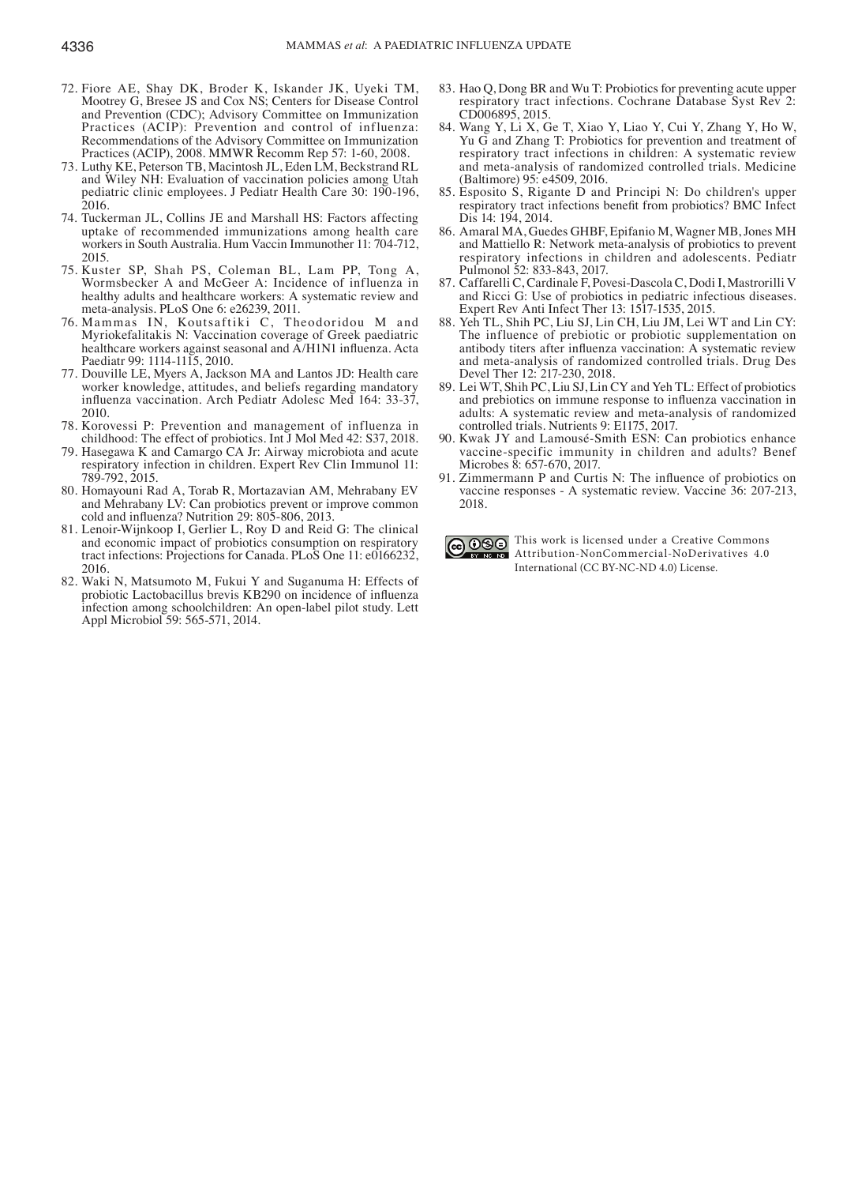72. Fiore AE, Shay DK, Broder K, Iskander JK, Uyeki TM, Mootrey G, Bresee JS and Cox NS; Centers for Disease Control and Prevention (CDC); Advisory Committee on Immunization Practices (ACIP): Prevention and control of influenza: Recommendations of the Advisory Committee on Immunization Practices (ACIP), 2008. MMWR Recomm Rep 57: 1-60, 2008.
73. Luthy KE, Peterson TB, Macintosh JL, Eden LM, Beckstrand RL and Wiley NH: Evaluation of vaccination policies among Utah pediatric clinic employees. J Pediatr Health Care 30: 190-196, 2016.
74. Tuckerman JL, Collins JE and Marshall HS: Factors affecting uptake of recommended immunizations among health care workers in South Australia. Hum Vaccin Immunother 11: 704-712, 2015.
75. Kuster SP, Shah PS, Coleman BL, Lam PP, Tong A, Wormsbecker A and McGeer A: Incidence of influenza in healthy adults and healthcare workers: A systematic review and meta-analysis. PLoS One 6: e26239, 2011.
76. Mammas IN, Koutsaftiki C, Theodoridou M and Myriokefalitakis N: Vaccination coverage of Greek paediatric healthcare workers against seasonal and A/H1N1 influenza. Acta Paediatr 99: 1114-1115, 2010.
77. Douville LE, Myers A, Jackson MA and Lantos JD: Health care worker knowledge, attitudes, and beliefs regarding mandatory influenza vaccination. Arch Pediatr Adolesc Med 164: 33-37, 2010.
78. Korovessi P: Prevention and management of influenza in childhood: The effect of probiotics. Int J Mol Med 42: S37, 2018.
79. Hasegawa K and Camargo CA Jr: Airway microbiota and acute respiratory infection in children. Expert Rev Clin Immunol 11: 789-792, 2015.
80. Homayouni Rad A, Torab R, Mortazavian AM, Mehrabany EV and Mehrabany LV: Can probiotics prevent or improve common cold and influenza? Nutrition 29: 805-806, 2013.
81. Lenoir-Wijnkoop I, Gerlier L, Roy D and Reid G: The clinical and economic impact of probiotics consumption on respiratory tract infections: Projections for Canada. PLoS One 11: e0166232, 2016.
82. Waki N, Matsumoto M, Fukui Y and Suganuma H: Effects of probiotic Lactobacillus brevis KB290 on incidence of influenza infection among schoolchildren: An open-label pilot study. Lett Appl Microbiol 59: 565-571, 2014.
83. Hao Q, Dong BR and Wu T: Probiotics for preventing acute upper respiratory tract infections. Cochrane Database Syst Rev 2: CD006895, 2015.
84. Wang Y, Li X, Ge T, Xiao Y, Liao Y, Cui Y, Zhang Y, Ho W, Yu G and Zhang T: Probiotics for prevention and treatment of respiratory tract infections in children: A systematic review and meta-analysis of randomized controlled trials. Medicine (Baltimore) 95: e4509, 2016.
85. Esposito S, Rigante D and Principi N: Do children's upper respiratory tract infections benefit from probiotics? BMC Infect Dis 14: 194, 2014.
86. Amaral MA, Guedes GHBF, Epifanio M, Wagner MB, Jones MH and Mattiello R: Network meta-analysis of probiotics to prevent respiratory infections in children and adolescents. Pediatr Pulmonol 52: 833-843, 2017.
87. Caffarelli C, Cardinale F, Povesi-Dascola C, Dodi I, Mastrorilli V and Ricci G: Use of probiotics in pediatric infectious diseases. Expert Rev Anti Infect Ther 13: 1517-1535, 2015.
88. Yeh TL, Shih PC, Liu SJ, Lin CH, Liu JM, Lei WT and Lin CY: The influence of prebiotic or probiotic supplementation on antibody titers after influenza vaccination: A systematic review and meta-analysis of randomized controlled trials. Drug Des Devel Ther 12: 217-230, 2018.
89. Lei WT, Shih PC, Liu SJ, Lin CY and Yeh TL: Effect of probiotics and prebiotics on immune response to influenza vaccination in adults: A systematic review and meta-analysis of randomized controlled trials. Nutrients 9: E1175, 2017.
90. Kwak JY and Lamousé-Smith ESN: Can probiotics enhance vaccine-specific immunity in children and adults? Benef Microbes 8: 657-670, 2017.
91. Zimmermann P and Curtis N: The influence of probiotics on vaccine responses - A systematic review. Vaccine 36: 207-213, 2018.

This work is licensed under a Creative Commons Attribution-NonCommercial-NoDerivatives 4.0 International (CC BY-NC-ND 4.0) License.